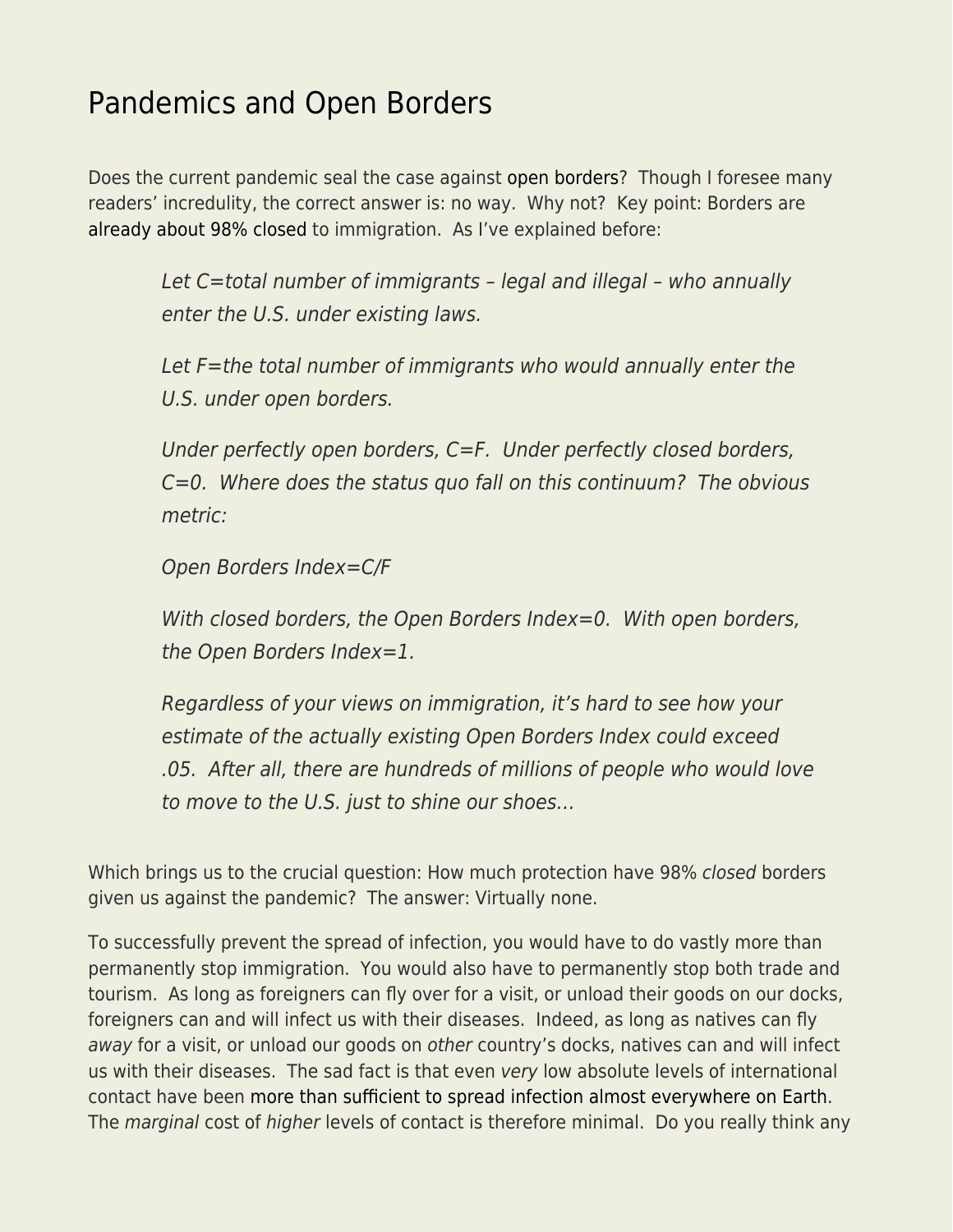# Pandemics and Open Borders

Does the current pandemic seal the case against open borders? Though I foresee many readers' incredulity, the correct answer is: no way. Why not? Key point: Borders are already about 98% closed to immigration. As I've explained before:

> *Let C=total number of immigrants – legal and illegal – who annually enter the U.S. under existing laws.*
>
> *Let F=the total number of immigrants who would annually enter the U.S. under open borders.*
>
> *Under perfectly open borders, C=F. Under perfectly closed borders, C=0. Where does the status quo fall on this continuum? The obvious metric:*
>
> *Open Borders Index=C/F*
>
> *With closed borders, the Open Borders Index=0. With open borders, the Open Borders Index=1.*
>
> *Regardless of your views on immigration, it's hard to see how your estimate of the actually existing Open Borders Index could exceed .05. After all, there are hundreds of millions of people who would love to move to the U.S. just to shine our shoes…*

Which brings us to the crucial question: How much protection have 98% *closed* borders given us against the pandemic? The answer: Virtually none.

To successfully prevent the spread of infection, you would have to do vastly more than permanently stop immigration. You would also have to permanently stop both trade and tourism. As long as foreigners can fly over for a visit, or unload their goods on our docks, foreigners can and will infect us with their diseases. Indeed, as long as natives can fly *away* for a visit, or unload our goods on *other* country's docks, natives can and will infect us with their diseases. The sad fact is that even *very* low absolute levels of international contact have been more than sufficient to spread infection almost everywhere on Earth. The *marginal* cost of *higher* levels of contact is therefore minimal. Do you really think any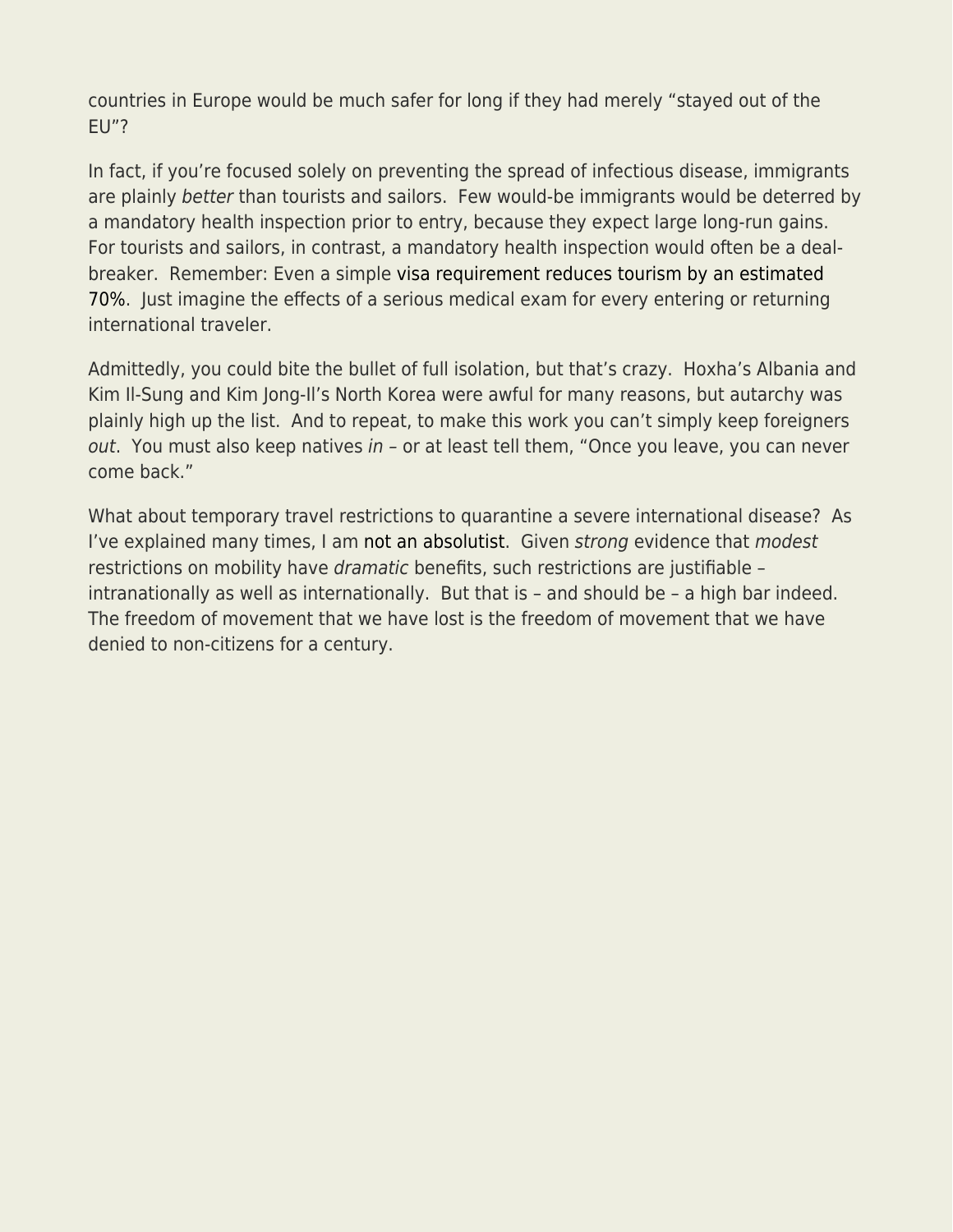countries in Europe would be much safer for long if they had merely "stayed out of the EU"?

In fact, if you're focused solely on preventing the spread of infectious disease, immigrants are plainly *better* than tourists and sailors. Few would-be immigrants would be deterred by a mandatory health inspection prior to entry, because they expect large long-run gains. For tourists and sailors, in contrast, a mandatory health inspection would often be a deal-breaker. Remember: Even a simple visa requirement reduces tourism by an estimated 70%. Just imagine the effects of a serious medical exam for every entering or returning international traveler.

Admittedly, you could bite the bullet of full isolation, but that's crazy. Hoxha's Albania and Kim Il-Sung and Kim Jong-Il's North Korea were awful for many reasons, but autarchy was plainly high up the list. And to repeat, to make this work you can't simply keep foreigners *out*. You must also keep natives *in* – or at least tell them, "Once you leave, you can never come back."

What about temporary travel restrictions to quarantine a severe international disease? As I've explained many times, I am not an absolutist. Given *strong* evidence that *modest* restrictions on mobility have *dramatic* benefits, such restrictions are justifiable – intranationally as well as internationally. But that is – and should be – a high bar indeed. The freedom of movement that we have lost is the freedom of movement that we have denied to non-citizens for a century.